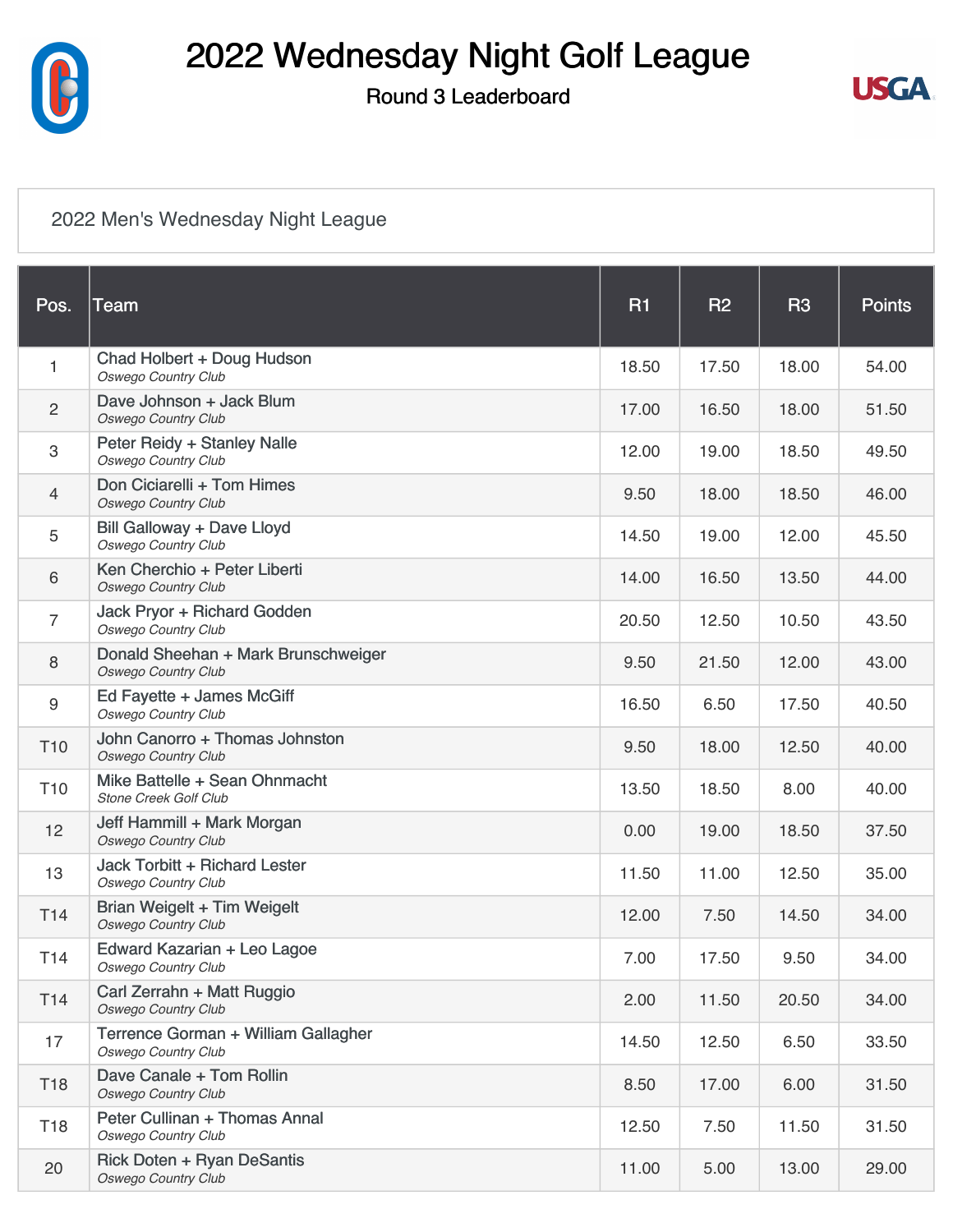# 2022 Wednesday Night Golf League

## Round 3 Leaderboard

2022 Men's Wednesday Night League

| Pos. | Team | R1 | R2 | R3 | Points |
|---|---|---|---|---|---|
| 1 | Chad Holbert + Doug Hudson<br>*Oswego Country Club* | 18.50 | 17.50 | 18.00 | 54.00 |
| 2 | Dave Johnson + Jack Blum<br>*Oswego Country Club* | 17.00 | 16.50 | 18.00 | 51.50 |
| 3 | Peter Reidy + Stanley Nalle<br>*Oswego Country Club* | 12.00 | 19.00 | 18.50 | 49.50 |
| 4 | Don Ciciarelli + Tom Himes<br>*Oswego Country Club* | 9.50 | 18.00 | 18.50 | 46.00 |
| 5 | Bill Galloway + Dave Lloyd<br>*Oswego Country Club* | 14.50 | 19.00 | 12.00 | 45.50 |
| 6 | Ken Cherchio + Peter Liberti<br>*Oswego Country Club* | 14.00 | 16.50 | 13.50 | 44.00 |
| 7 | Jack Pryor + Richard Godden<br>*Oswego Country Club* | 20.50 | 12.50 | 10.50 | 43.50 |
| 8 | Donald Sheehan + Mark Brunschweiger<br>*Oswego Country Club* | 9.50 | 21.50 | 12.00 | 43.00 |
| 9 | Ed Fayette + James McGiff<br>*Oswego Country Club* | 16.50 | 6.50 | 17.50 | 40.50 |
| T10 | John Canorro + Thomas Johnston<br>*Oswego Country Club* | 9.50 | 18.00 | 12.50 | 40.00 |
| T10 | Mike Battelle + Sean Ohnmacht<br>*Stone Creek Golf Club* | 13.50 | 18.50 | 8.00 | 40.00 |
| 12 | Jeff Hammill + Mark Morgan<br>*Oswego Country Club* | 0.00 | 19.00 | 18.50 | 37.50 |
| 13 | Jack Torbitt + Richard Lester<br>*Oswego Country Club* | 11.50 | 11.00 | 12.50 | 35.00 |
| T14 | Brian Weigelt + Tim Weigelt<br>*Oswego Country Club* | 12.00 | 7.50 | 14.50 | 34.00 |
| T14 | Edward Kazarian + Leo Lagoe<br>*Oswego Country Club* | 7.00 | 17.50 | 9.50 | 34.00 |
| T14 | Carl Zerrahn + Matt Ruggio<br>*Oswego Country Club* | 2.00 | 11.50 | 20.50 | 34.00 |
| 17 | Terrence Gorman + William Gallagher<br>*Oswego Country Club* | 14.50 | 12.50 | 6.50 | 33.50 |
| T18 | Dave Canale + Tom Rollin<br>*Oswego Country Club* | 8.50 | 17.00 | 6.00 | 31.50 |
| T18 | Peter Cullinan + Thomas Annal<br>*Oswego Country Club* | 12.50 | 7.50 | 11.50 | 31.50 |
| 20 | Rick Doten + Ryan DeSantis<br>*Oswego Country Club* | 11.00 | 5.00 | 13.00 | 29.00 |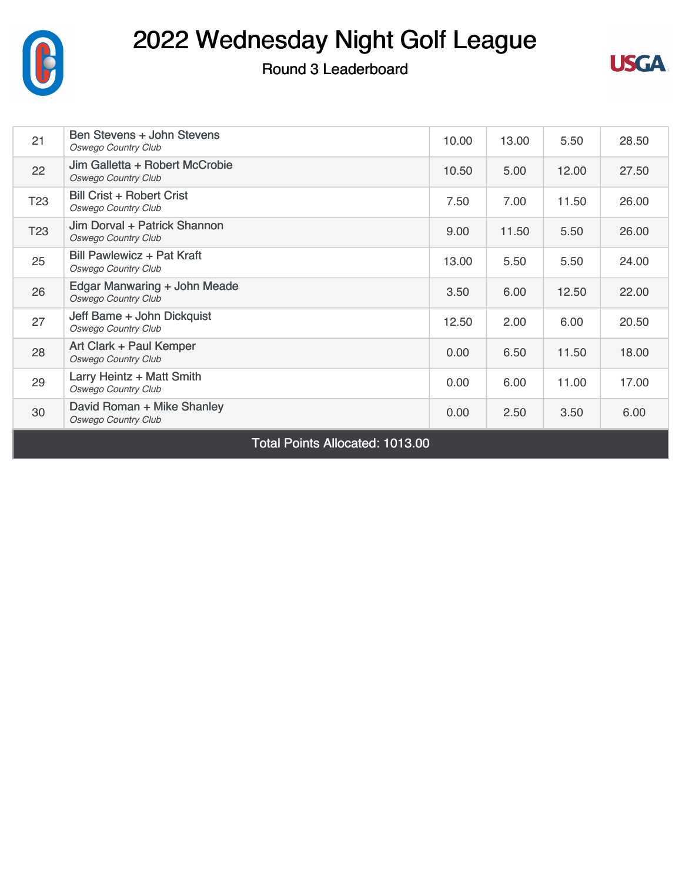# 2022 Wednesday Night Golf League

## Round 3 Leaderboard

| | | | | | |
|---|---|---|---|---|---|
| 21 | Ben Stevens + John Stevens *Oswego Country Club* | 10.00 | 13.00 | 5.50 | 28.50 |
| 22 | Jim Galletta + Robert McCrobie *Oswego Country Club* | 10.50 | 5.00 | 12.00 | 27.50 |
| T23 | Bill Crist + Robert Crist *Oswego Country Club* | 7.50 | 7.00 | 11.50 | 26.00 |
| T23 | Jim Dorval + Patrick Shannon *Oswego Country Club* | 9.00 | 11.50 | 5.50 | 26.00 |
| 25 | Bill Pawlewicz + Pat Kraft *Oswego Country Club* | 13.00 | 5.50 | 5.50 | 24.00 |
| 26 | Edgar Manwaring + John Meade *Oswego Country Club* | 3.50 | 6.00 | 12.50 | 22.00 |
| 27 | Jeff Bame + John Dickquist *Oswego Country Club* | 12.50 | 2.00 | 6.00 | 20.50 |
| 28 | Art Clark + Paul Kemper *Oswego Country Club* | 0.00 | 6.50 | 11.50 | 18.00 |
| 29 | Larry Heintz + Matt Smith *Oswego Country Club* | 0.00 | 6.00 | 11.00 | 17.00 |
| 30 | David Roman + Mike Shanley *Oswego Country Club* | 0.00 | 2.50 | 3.50 | 6.00 |

Total Points Allocated: 1013.00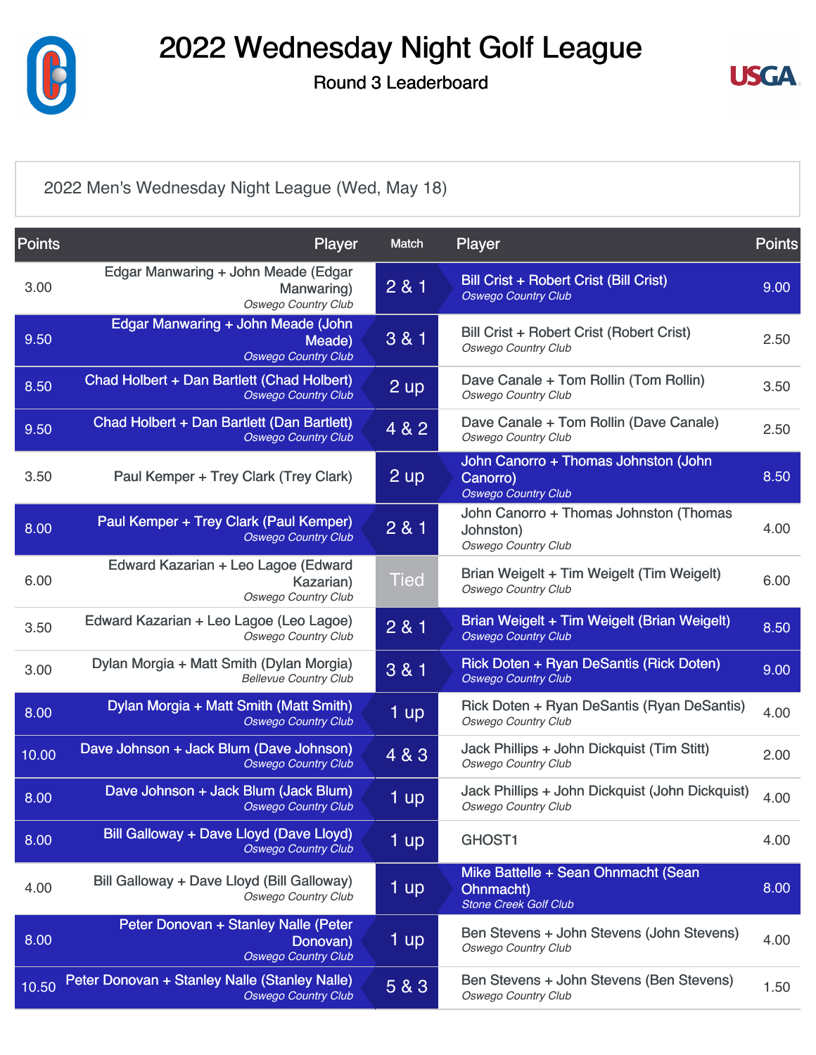# 2022 Wednesday Night Golf League

Round 3 Leaderboard

2022 Men's Wednesday Night League (Wed, May 18)

| Points | Player | Match | Player | Points |
|---|---|---|---|---|
| 3.00 | Edgar Manwaring + John Meade (Edgar Manwaring)<br>*Oswego Country Club* | 2 & 1 | Bill Crist + Robert Crist (Bill Crist)<br>*Oswego Country Club* | 9.00 |
| 9.50 | Edgar Manwaring + John Meade (John Meade)<br>*Oswego Country Club* | 3 & 1 | Bill Crist + Robert Crist (Robert Crist)<br>*Oswego Country Club* | 2.50 |
| 8.50 | Chad Holbert + Dan Bartlett (Chad Holbert)<br>*Oswego Country Club* | 2 up | Dave Canale + Tom Rollin (Tom Rollin)<br>*Oswego Country Club* | 3.50 |
| 9.50 | Chad Holbert + Dan Bartlett (Dan Bartlett)<br>*Oswego Country Club* | 4 & 2 | Dave Canale + Tom Rollin (Dave Canale)<br>*Oswego Country Club* | 2.50 |
| 3.50 | Paul Kemper + Trey Clark (Trey Clark) | 2 up | John Canorro + Thomas Johnston (John Canorro)<br>*Oswego Country Club* | 8.50 |
| 8.00 | Paul Kemper + Trey Clark (Paul Kemper)<br>*Oswego Country Club* | 2 & 1 | John Canorro + Thomas Johnston (Thomas Johnston)<br>*Oswego Country Club* | 4.00 |
| 6.00 | Edward Kazarian + Leo Lagoe (Edward Kazarian)<br>*Oswego Country Club* | Tied | Brian Weigelt + Tim Weigelt (Tim Weigelt)<br>*Oswego Country Club* | 6.00 |
| 3.50 | Edward Kazarian + Leo Lagoe (Leo Lagoe)<br>*Oswego Country Club* | 2 & 1 | Brian Weigelt + Tim Weigelt (Brian Weigelt)<br>*Oswego Country Club* | 8.50 |
| 3.00 | Dylan Morgia + Matt Smith (Dylan Morgia)<br>*Bellevue Country Club* | 3 & 1 | Rick Doten + Ryan DeSantis (Rick Doten)<br>*Oswego Country Club* | 9.00 |
| 8.00 | Dylan Morgia + Matt Smith (Matt Smith)<br>*Oswego Country Club* | 1 up | Rick Doten + Ryan DeSantis (Ryan DeSantis)<br>*Oswego Country Club* | 4.00 |
| 10.00 | Dave Johnson + Jack Blum (Dave Johnson)<br>*Oswego Country Club* | 4 & 3 | Jack Phillips + John Dickquist (Tim Stitt)<br>*Oswego Country Club* | 2.00 |
| 8.00 | Dave Johnson + Jack Blum (Jack Blum)<br>*Oswego Country Club* | 1 up | Jack Phillips + John Dickquist (John Dickquist)<br>*Oswego Country Club* | 4.00 |
| 8.00 | Bill Galloway + Dave Lloyd (Dave Lloyd)<br>*Oswego Country Club* | 1 up | GHOST1 | 4.00 |
| 4.00 | Bill Galloway + Dave Lloyd (Bill Galloway)<br>*Oswego Country Club* | 1 up | Mike Battelle + Sean Ohnmacht (Sean Ohnmacht)<br>*Stone Creek Golf Club* | 8.00 |
| 8.00 | Peter Donovan + Stanley Nalle (Peter Donovan)<br>*Oswego Country Club* | 1 up | Ben Stevens + John Stevens (John Stevens)<br>*Oswego Country Club* | 4.00 |
| 10.50 | Peter Donovan + Stanley Nalle (Stanley Nalle)<br>*Oswego Country Club* | 5 & 3 | Ben Stevens + John Stevens (Ben Stevens)<br>*Oswego Country Club* | 1.50 |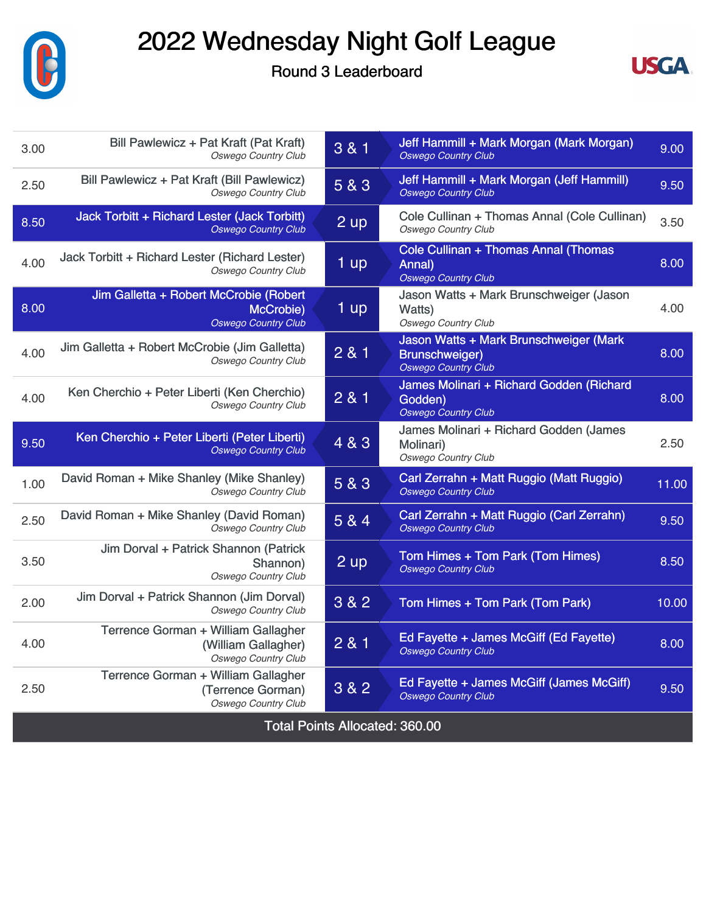# 2022 Wednesday Night Golf League

Round 3 Leaderboard

| | | | | |
|---|---|---|---|---|
| 3.00 | Bill Pawlewicz + Pat Kraft (Pat Kraft) *Oswego Country Club* | 3 & 1 | Jeff Hammill + Mark Morgan (Mark Morgan) *Oswego Country Club* | 9.00 |
| 2.50 | Bill Pawlewicz + Pat Kraft (Bill Pawlewicz) *Oswego Country Club* | 5 & 3 | Jeff Hammill + Mark Morgan (Jeff Hammill) *Oswego Country Club* | 9.50 |
| 8.50 | Jack Torbitt + Richard Lester (Jack Torbitt) *Oswego Country Club* | 2 up | Cole Cullinan + Thomas Annal (Cole Cullinan) *Oswego Country Club* | 3.50 |
| 4.00 | Jack Torbitt + Richard Lester (Richard Lester) *Oswego Country Club* | 1 up | Cole Cullinan + Thomas Annal (Thomas Annal) *Oswego Country Club* | 8.00 |
| 8.00 | Jim Galletta + Robert McCrobie (Robert McCrobie) *Oswego Country Club* | 1 up | Jason Watts + Mark Brunschweiger (Jason Watts) *Oswego Country Club* | 4.00 |
| 4.00 | Jim Galletta + Robert McCrobie (Jim Galletta) *Oswego Country Club* | 2 & 1 | Jason Watts + Mark Brunschweiger (Mark Brunschweiger) *Oswego Country Club* | 8.00 |
| 4.00 | Ken Cherchio + Peter Liberti (Ken Cherchio) *Oswego Country Club* | 2 & 1 | James Molinari + Richard Godden (Richard Godden) *Oswego Country Club* | 8.00 |
| 9.50 | Ken Cherchio + Peter Liberti (Peter Liberti) *Oswego Country Club* | 4 & 3 | James Molinari + Richard Godden (James Molinari) *Oswego Country Club* | 2.50 |
| 1.00 | David Roman + Mike Shanley (Mike Shanley) *Oswego Country Club* | 5 & 3 | Carl Zerrahn + Matt Ruggio (Matt Ruggio) *Oswego Country Club* | 11.00 |
| 2.50 | David Roman + Mike Shanley (David Roman) *Oswego Country Club* | 5 & 4 | Carl Zerrahn + Matt Ruggio (Carl Zerrahn) *Oswego Country Club* | 9.50 |
| 3.50 | Jim Dorval + Patrick Shannon (Patrick Shannon) *Oswego Country Club* | 2 up | Tom Himes + Tom Park (Tom Himes) *Oswego Country Club* | 8.50 |
| 2.00 | Jim Dorval + Patrick Shannon (Jim Dorval) *Oswego Country Club* | 3 & 2 | Tom Himes + Tom Park (Tom Park) | 10.00 |
| 4.00 | Terrence Gorman + William Gallagher (William Gallagher) *Oswego Country Club* | 2 & 1 | Ed Fayette + James McGiff (Ed Fayette) *Oswego Country Club* | 8.00 |
| 2.50 | Terrence Gorman + William Gallagher (Terrence Gorman) *Oswego Country Club* | 3 & 2 | Ed Fayette + James McGiff (James McGiff) *Oswego Country Club* | 9.50 |

Total Points Allocated: 360.00